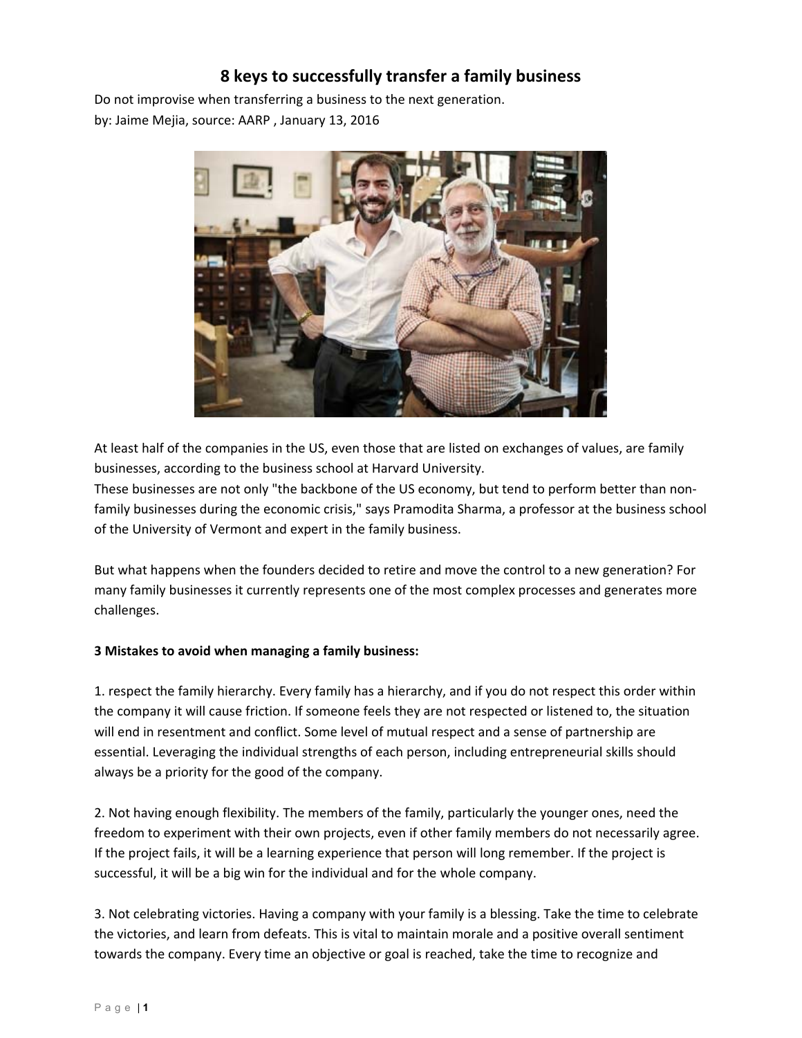# 8 keys to successfully transfer a family business

Do not improvise when transferring a business to the next generation.
by: Jaime Mejia, source: AARP , January 13, 2016

At least half of the companies in the US, even those that are listed on exchanges of values, are family businesses, according to the business school at Harvard University.
These businesses are not only "the backbone of the US economy, but tend to perform better than non-family businesses during the economic crisis," says Pramodita Sharma, a professor at the business school of the University of Vermont and expert in the family business.

But what happens when the founders decided to retire and move the control to a new generation? For many family businesses it currently represents one of the most complex processes and generates more challenges.

**3 Mistakes to avoid when managing a family business:**

1. respect the family hierarchy. Every family has a hierarchy, and if you do not respect this order within the company it will cause friction. If someone feels they are not respected or listened to, the situation will end in resentment and conflict. Some level of mutual respect and a sense of partnership are essential. Leveraging the individual strengths of each person, including entrepreneurial skills should always be a priority for the good of the company.

2. Not having enough flexibility. The members of the family, particularly the younger ones, need the freedom to experiment with their own projects, even if other family members do not necessarily agree. If the project fails, it will be a learning experience that person will long remember. If the project is successful, it will be a big win for the individual and for the whole company.

3. Not celebrating victories. Having a company with your family is a blessing. Take the time to celebrate the victories, and learn from defeats. This is vital to maintain morale and a positive overall sentiment towards the company. Every time an objective or goal is reached, take the time to recognize and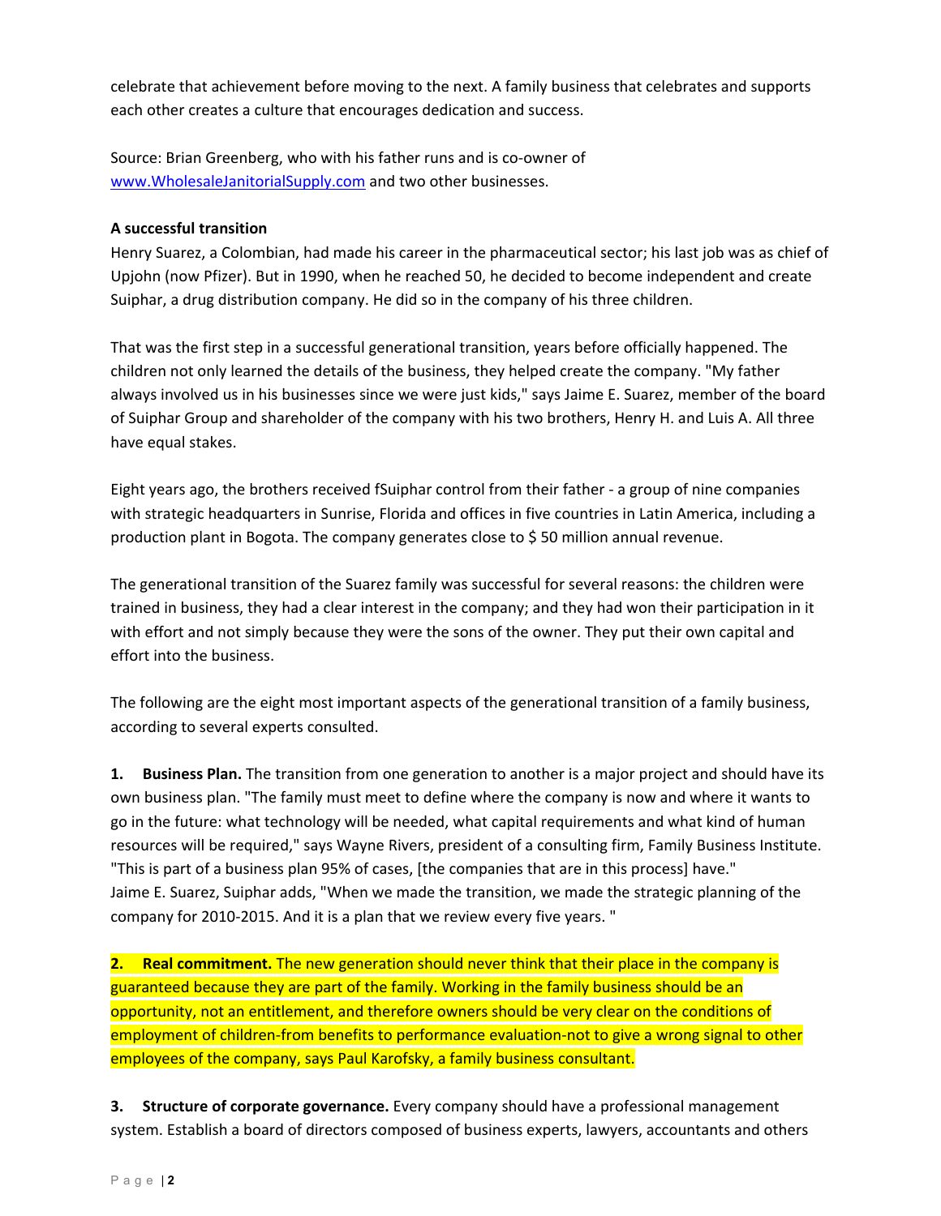celebrate that achievement before moving to the next. A family business that celebrates and supports each other creates a culture that encourages dedication and success.

Source: Brian Greenberg, who with his father runs and is co-owner of www.WholesaleJanitorialSupply.com and two other businesses.

**A successful transition**

Henry Suarez, a Colombian, had made his career in the pharmaceutical sector; his last job was as chief of Upjohn (now Pfizer). But in 1990, when he reached 50, he decided to become independent and create Suiphar, a drug distribution company. He did so in the company of his three children.

That was the first step in a successful generational transition, years before officially happened. The children not only learned the details of the business, they helped create the company. "My father always involved us in his businesses since we were just kids," says Jaime E. Suarez, member of the board of Suiphar Group and shareholder of the company with his two brothers, Henry H. and Luis A. All three have equal stakes.

Eight years ago, the brothers received fSuiphar control from their father - a group of nine companies with strategic headquarters in Sunrise, Florida and offices in five countries in Latin America, including a production plant in Bogota. The company generates close to $ 50 million annual revenue.

The generational transition of the Suarez family was successful for several reasons: the children were trained in business, they had a clear interest in the company; and they had won their participation in it with effort and not simply because they were the sons of the owner. They put their own capital and effort into the business.

The following are the eight most important aspects of the generational transition of a family business, according to several experts consulted.

1. **Business Plan.** The transition from one generation to another is a major project and should have its own business plan. "The family must meet to define where the company is now and where it wants to go in the future: what technology will be needed, what capital requirements and what kind of human resources will be required," says Wayne Rivers, president of a consulting firm, Family Business Institute. "This is part of a business plan 95% of cases, [the companies that are in this process] have."
Jaime E. Suarez, Suiphar adds, "When we made the transition, we made the strategic planning of the company for 2010-2015. And it is a plan that we review every five years. "

2. **Real commitment.** The new generation should never think that their place in the company is guaranteed because they are part of the family. Working in the family business should be an opportunity, not an entitlement, and therefore owners should be very clear on the conditions of employment of children-from benefits to performance evaluation-not to give a wrong signal to other employees of the company, says Paul Karofsky, a family business consultant.

3. **Structure of corporate governance.** Every company should have a professional management system. Establish a board of directors composed of business experts, lawyers, accountants and others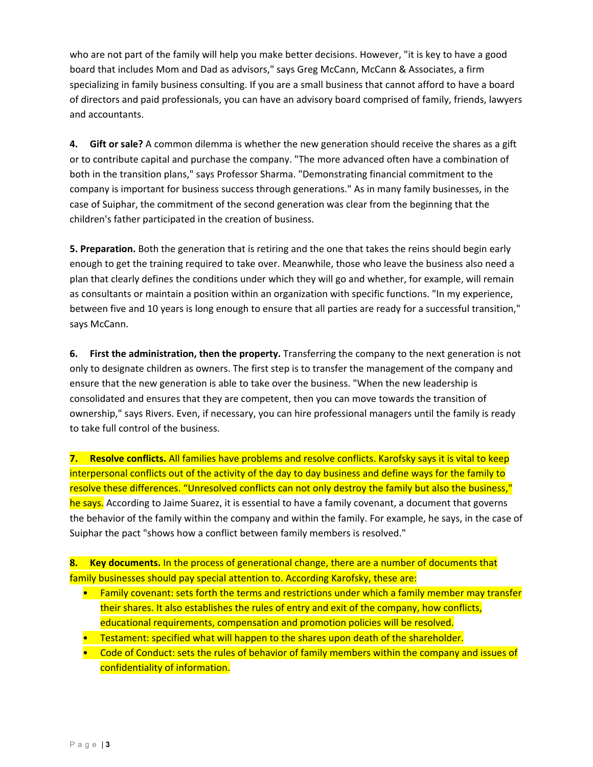who are not part of the family will help you make better decisions. However, "it is key to have a good board that includes Mom and Dad as advisors," says Greg McCann, McCann & Associates, a firm specializing in family business consulting. If you are a small business that cannot afford to have a board of directors and paid professionals, you can have an advisory board comprised of family, friends, lawyers and accountants.

**4. Gift or sale?** A common dilemma is whether the new generation should receive the shares as a gift or to contribute capital and purchase the company. "The more advanced often have a combination of both in the transition plans," says Professor Sharma. "Demonstrating financial commitment to the company is important for business success through generations." As in many family businesses, in the case of Suiphar, the commitment of the second generation was clear from the beginning that the children's father participated in the creation of business.

**5. Preparation.** Both the generation that is retiring and the one that takes the reins should begin early enough to get the training required to take over. Meanwhile, those who leave the business also need a plan that clearly defines the conditions under which they will go and whether, for example, will remain as consultants or maintain a position within an organization with specific functions. "In my experience, between five and 10 years is long enough to ensure that all parties are ready for a successful transition," says McCann.

**6. First the administration, then the property.** Transferring the company to the next generation is not only to designate children as owners. The first step is to transfer the management of the company and ensure that the new generation is able to take over the business. "When the new leadership is consolidated and ensures that they are competent, then you can move towards the transition of ownership," says Rivers. Even, if necessary, you can hire professional managers until the family is ready to take full control of the business.

**7. Resolve conflicts.** All families have problems and resolve conflicts. Karofsky says it is vital to keep interpersonal conflicts out of the activity of the day to day business and define ways for the family to resolve these differences. "Unresolved conflicts can not only destroy the family but also the business," he says. According to Jaime Suarez, it is essential to have a family covenant, a document that governs the behavior of the family within the company and within the family. For example, he says, in the case of Suiphar the pact "shows how a conflict between family members is resolved."

**8. Key documents.** In the process of generational change, there are a number of documents that family businesses should pay special attention to. According Karofsky, these are:

- Family covenant: sets forth the terms and restrictions under which a family member may transfer their shares. It also establishes the rules of entry and exit of the company, how conflicts, educational requirements, compensation and promotion policies will be resolved.
- Testament: specified what will happen to the shares upon death of the shareholder.
- Code of Conduct: sets the rules of behavior of family members within the company and issues of confidentiality of information.